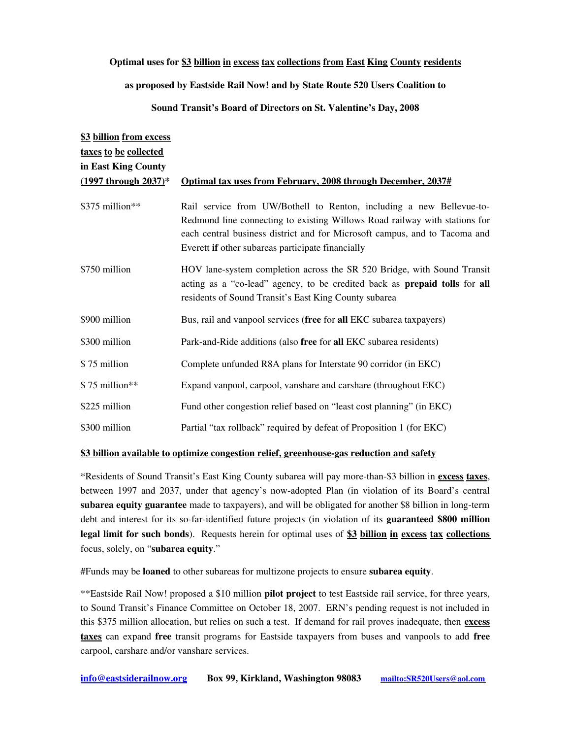**Optimal uses for <u>$3 billion in excess tax collections from East King County residents</u>**

**as proposed by Eastside Rail Now! and by State Route 520 Users Coalition to**

**Sound Transit's Board of Directors on St. Valentine's Day, 2008**

| **<u>$3 billion from excess taxes to be collected</u> in East King County <u>(1997 through 2037)</u>*** | **<u>Optimal tax uses from February, 2008 through December, 2037#</u>** |
|---|---|
| $375 million** | Rail service from UW/Bothell to Renton, including a new Bellevue-to-Redmond line connecting to existing Willows Road railway with stations for each central business district and for Microsoft campus, and to Tacoma and Everett **if** other subareas participate financially |
| $750 million | HOV lane-system completion across the SR 520 Bridge, with Sound Transit acting as a "co-lead" agency, to be credited back as **prepaid tolls** for **all** residents of Sound Transit's East King County subarea |
| $900 million | Bus, rail and vanpool services (**free** for **all** EKC subarea taxpayers) |
| $300 million | Park-and-Ride additions (also **free** for **all** EKC subarea residents) |
| $ 75 million | Complete unfunded R8A plans for Interstate 90 corridor (in EKC) |
| $ 75 million** | Expand vanpool, carpool, vanshare and carshare (throughout EKC) |
| $225 million | Fund other congestion relief based on "least cost planning" (in EKC) |
| $300 million | Partial "tax rollback" required by defeat of Proposition 1 (for EKC) |

**<u>$3 billion available to optimize congestion relief, greenhouse-gas reduction and safety</u>**

*Residents of Sound Transit's East King County subarea will pay more-than-$3 billion in **<u>excess taxes</u>**, between 1997 and 2037, under that agency's now-adopted Plan (in violation of its Board's central **subarea equity guarantee** made to taxpayers), and will be obligated for another $8 billion in long-term debt and interest for its so-far-identified future projects (in violation of its **guaranteed $800 million legal limit for such bonds**). Requests herein for optimal uses of **<u>$3 billion in excess tax collections</u>** focus, solely, on "**subarea equity**."

#Funds may be **loaned** to other subareas for multizone projects to ensure **subarea equity**.

**Eastside Rail Now! proposed a $10 million **pilot project** to test Eastside rail service, for three years, to Sound Transit's Finance Committee on October 18, 2007. ERN's pending request is not included in this $375 million allocation, but relies on such a test. If demand for rail proves inadequate, then **<u>excess taxes</u>** can expand **free** transit programs for Eastside taxpayers from buses and vanpools to add **free** carpool, carshare and/or vanshare services.

**info@eastsiderailnow.org** **Box 99, Kirkland, Washington 98083** **mailto:SR520Users@aol.com**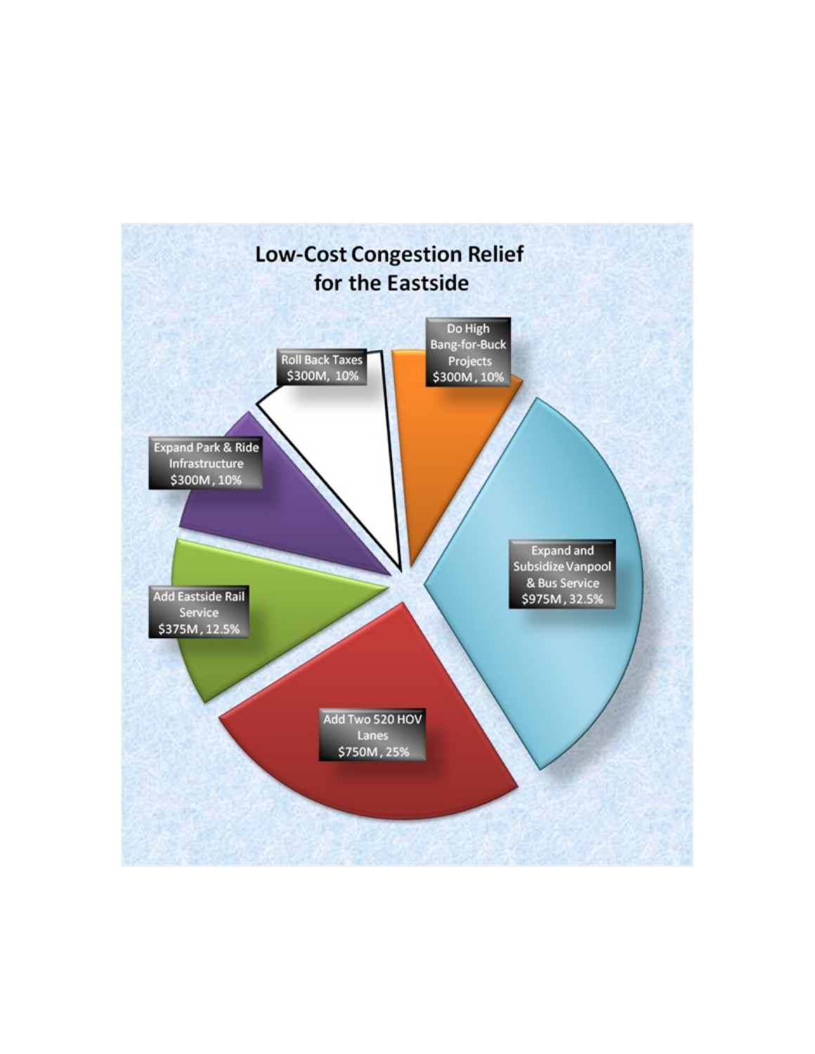Low-Cost Congestion Relief
for the Eastside

Do High
Bang-for-Buck
Projects
$300M, 10%

Roll Back Taxes
$300M, 10%

Expand Park & Ride
Infrastructure
$300M, 10%

Expand and
Subsidize Vanpool
& Bus Service
$975M, 32.5%

Add Eastside Rail
Service
$375M, 12.5%

Add Two 520 HOV
Lanes
$750M, 25%